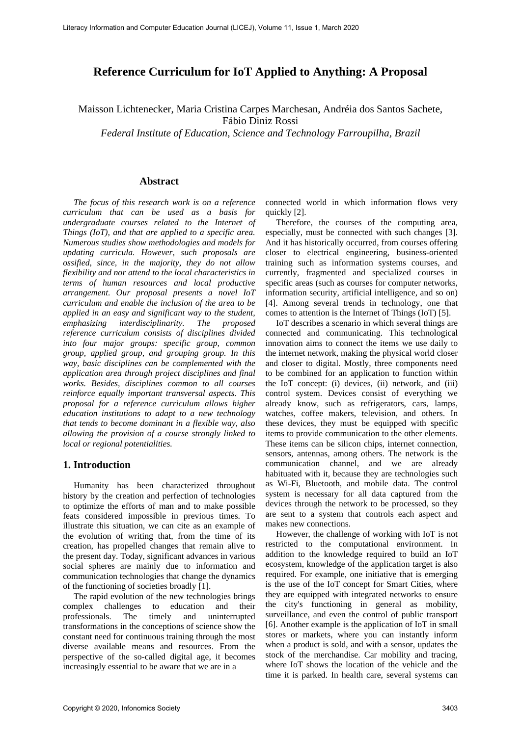# Reference Curriculum for IoT Applied to Anything: A Proposal

Maisson Lichtenecker, Maria Cristina Carpes Marchesan, Andréia dos Santos Sachete, Fábio Diniz Rossi

*Federal Institute of Education, Science and Technology Farroupilha, Brazil*

## Abstract

*The focus of this research work is on a reference curriculum that can be used as a basis for undergraduate courses related to the Internet of Things (IoT), and that are applied to a specific area. Numerous studies show methodologies and models for updating curricula. However, such proposals are ossified, since, in the majority, they do not allow flexibility and nor attend to the local characteristics in terms of human resources and local productive arrangement. Our proposal presents a novel IoT curriculum and enable the inclusion of the area to be applied in an easy and significant way to the student, emphasizing interdisciplinarity. The proposed reference curriculum consists of disciplines divided into four major groups: specific group, common group, applied group, and grouping group. In this way, basic disciplines can be complemented with the application area through project disciplines and final works. Besides, disciplines common to all courses reinforce equally important transversal aspects. This proposal for a reference curriculum allows higher education institutions to adapt to a new technology that tends to become dominant in a flexible way, also allowing the provision of a course strongly linked to local or regional potentialities.*

## 1. Introduction

Humanity has been characterized throughout history by the creation and perfection of technologies to optimize the efforts of man and to make possible feats considered impossible in previous times. To illustrate this situation, we can cite as an example of the evolution of writing that, from the time of its creation, has propelled changes that remain alive to the present day. Today, significant advances in various social spheres are mainly due to information and communication technologies that change the dynamics of the functioning of societies broadly [1].

The rapid evolution of the new technologies brings complex challenges to education and their professionals. The timely and uninterrupted transformations in the conceptions of science show the constant need for continuous training through the most diverse available means and resources. From the perspective of the so-called digital age, it becomes increasingly essential to be aware that we are in a connected world in which information flows very quickly [2].

Therefore, the courses of the computing area, especially, must be connected with such changes [3]. And it has historically occurred, from courses offering closer to electrical engineering, business-oriented training such as information systems courses, and currently, fragmented and specialized courses in specific areas (such as courses for computer networks, information security, artificial intelligence, and so on) [4]. Among several trends in technology, one that comes to attention is the Internet of Things (IoT) [5].

IoT describes a scenario in which several things are connected and communicating. This technological innovation aims to connect the items we use daily to the internet network, making the physical world closer and closer to digital. Mostly, three components need to be combined for an application to function within the IoT concept: (i) devices, (ii) network, and (iii) control system. Devices consist of everything we already know, such as refrigerators, cars, lamps, watches, coffee makers, television, and others. In these devices, they must be equipped with specific items to provide communication to the other elements. These items can be silicon chips, internet connection, sensors, antennas, among others. The network is the communication channel, and we are already habituated with it, because they are technologies such as Wi-Fi, Bluetooth, and mobile data. The control system is necessary for all data captured from the devices through the network to be processed, so they are sent to a system that controls each aspect and makes new connections.

However, the challenge of working with IoT is not restricted to the computational environment. In addition to the knowledge required to build an IoT ecosystem, knowledge of the application target is also required. For example, one initiative that is emerging is the use of the IoT concept for Smart Cities, where they are equipped with integrated networks to ensure the city's functioning in general as mobility, surveillance, and even the control of public transport [6]. Another example is the application of IoT in small stores or markets, where you can instantly inform when a product is sold, and with a sensor, updates the stock of the merchandise. Car mobility and tracing, where IoT shows the location of the vehicle and the time it is parked. In health care, several systems can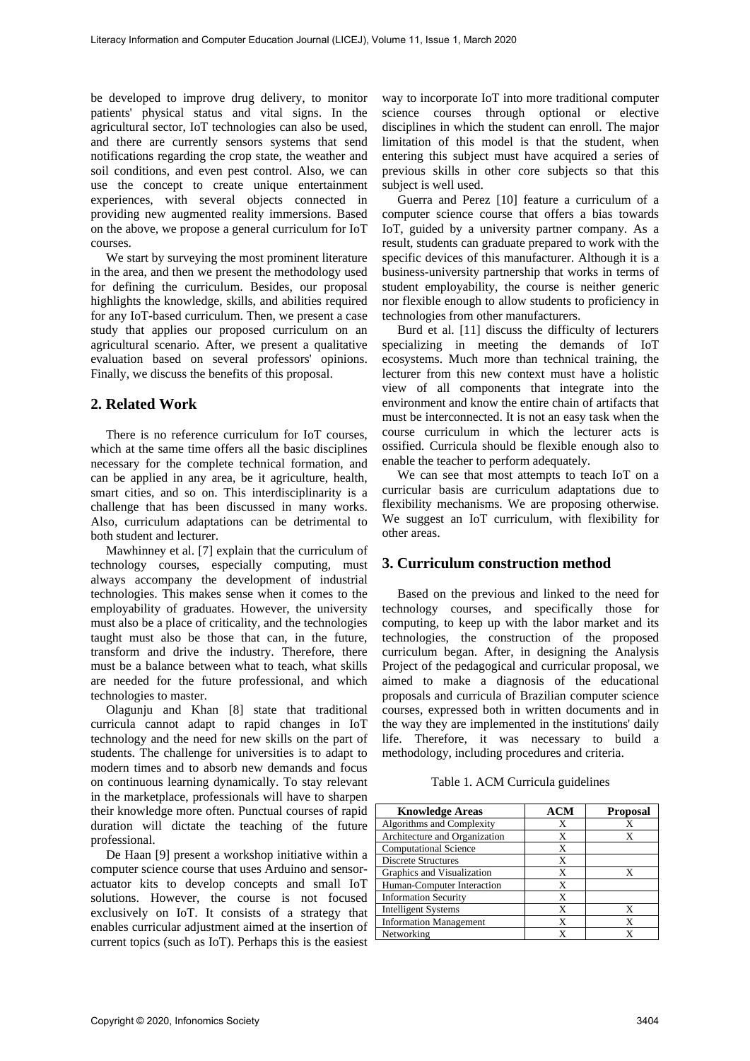be developed to improve drug delivery, to monitor patients' physical status and vital signs. In the agricultural sector, IoT technologies can also be used, and there are currently sensors systems that send notifications regarding the crop state, the weather and soil conditions, and even pest control. Also, we can use the concept to create unique entertainment experiences, with several objects connected in providing new augmented reality immersions. Based on the above, we propose a general curriculum for IoT courses.

We start by surveying the most prominent literature in the area, and then we present the methodology used for defining the curriculum. Besides, our proposal highlights the knowledge, skills, and abilities required for any IoT-based curriculum. Then, we present a case study that applies our proposed curriculum on an agricultural scenario. After, we present a qualitative evaluation based on several professors' opinions. Finally, we discuss the benefits of this proposal.

## 2. Related Work

There is no reference curriculum for IoT courses, which at the same time offers all the basic disciplines necessary for the complete technical formation, and can be applied in any area, be it agriculture, health, smart cities, and so on. This interdisciplinarity is a challenge that has been discussed in many works. Also, curriculum adaptations can be detrimental to both student and lecturer.

Mawhinney et al. [7] explain that the curriculum of technology courses, especially computing, must always accompany the development of industrial technologies. This makes sense when it comes to the employability of graduates. However, the university must also be a place of criticality, and the technologies taught must also be those that can, in the future, transform and drive the industry. Therefore, there must be a balance between what to teach, what skills are needed for the future professional, and which technologies to master.

Olagunju and Khan [8] state that traditional curricula cannot adapt to rapid changes in IoT technology and the need for new skills on the part of students. The challenge for universities is to adapt to modern times and to absorb new demands and focus on continuous learning dynamically. To stay relevant in the marketplace, professionals will have to sharpen their knowledge more often. Punctual courses of rapid duration will dictate the teaching of the future professional.

De Haan [9] present a workshop initiative within a computer science course that uses Arduino and sensor-actuator kits to develop concepts and small IoT solutions. However, the course is not focused exclusively on IoT. It consists of a strategy that enables curricular adjustment aimed at the insertion of current topics (such as IoT). Perhaps this is the easiest way to incorporate IoT into more traditional computer science courses through optional or elective disciplines in which the student can enroll. The major limitation of this model is that the student, when entering this subject must have acquired a series of previous skills in other core subjects so that this subject is well used.

Guerra and Perez [10] feature a curriculum of a computer science course that offers a bias towards IoT, guided by a university partner company. As a result, students can graduate prepared to work with the specific devices of this manufacturer. Although it is a business-university partnership that works in terms of student employability, the course is neither generic nor flexible enough to allow students to proficiency in technologies from other manufacturers.

Burd et al. [11] discuss the difficulty of lecturers specializing in meeting the demands of IoT ecosystems. Much more than technical training, the lecturer from this new context must have a holistic view of all components that integrate into the environment and know the entire chain of artifacts that must be interconnected. It is not an easy task when the course curriculum in which the lecturer acts is ossified. Curricula should be flexible enough also to enable the teacher to perform adequately.

We can see that most attempts to teach IoT on a curricular basis are curriculum adaptations due to flexibility mechanisms. We are proposing otherwise. We suggest an IoT curriculum, with flexibility for other areas.

## 3. Curriculum construction method

Based on the previous and linked to the need for technology courses, and specifically those for computing, to keep up with the labor market and its technologies, the construction of the proposed curriculum began. After, in designing the Analysis Project of the pedagogical and curricular proposal, we aimed to make a diagnosis of the educational proposals and curricula of Brazilian computer science courses, expressed both in written documents and in the way they are implemented in the institutions' daily life. Therefore, it was necessary to build a methodology, including procedures and criteria.

Table 1. ACM Curricula guidelines

| Knowledge Areas | ACM | Proposal |
|---|---|---|
| Algorithms and Complexity | X | X |
| Architecture and Organization | X | X |
| Computational Science | X | |
| Discrete Structures | X | |
| Graphics and Visualization | X | X |
| Human-Computer Interaction | X | |
| Information Security | X | |
| Intelligent Systems | X | X |
| Information Management | X | X |
| Networking | X | X |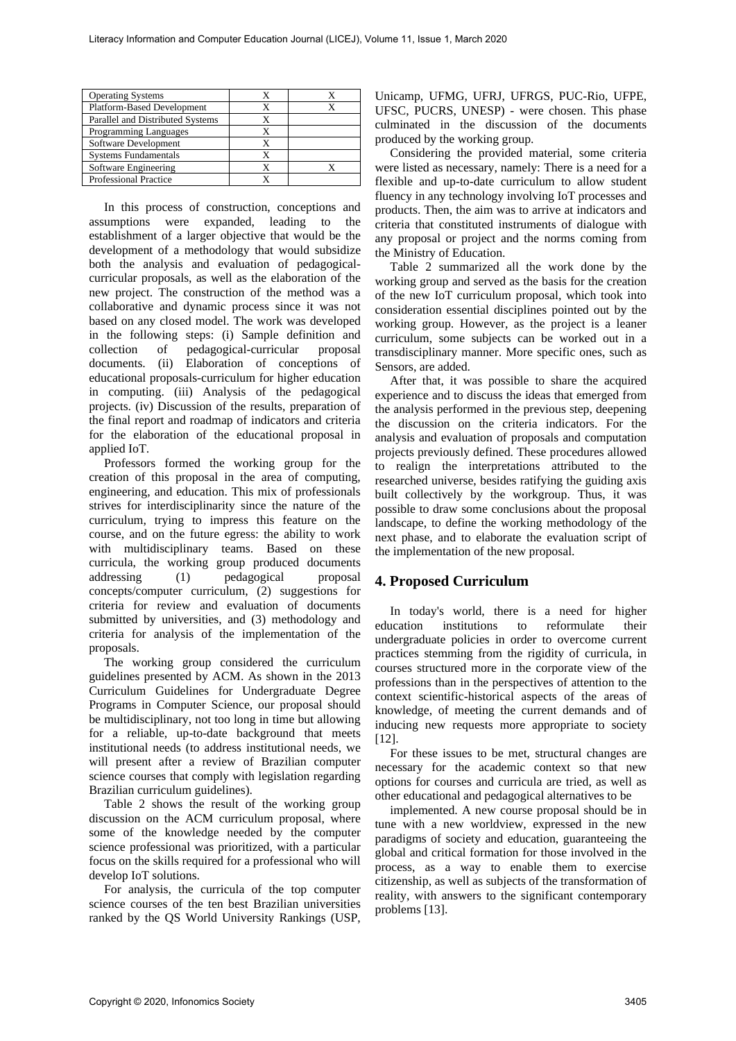| | | |
|---|---|---|
| Operating Systems | X | X |
| Platform-Based Development | X | X |
| Parallel and Distributed Systems | X | |
| Programming Languages | X | |
| Software Development | X | |
| Systems Fundamentals | X | |
| Software Engineering | X | X |
| Professional Practice | X | |

In this process of construction, conceptions and assumptions were expanded, leading to the establishment of a larger objective that would be the development of a methodology that would subsidize both the analysis and evaluation of pedagogical-curricular proposals, as well as the elaboration of the new project. The construction of the method was a collaborative and dynamic process since it was not based on any closed model. The work was developed in the following steps: (i) Sample definition and collection of pedagogical-curricular proposal documents. (ii) Elaboration of conceptions of educational proposals-curriculum for higher education in computing. (iii) Analysis of the pedagogical projects. (iv) Discussion of the results, preparation of the final report and roadmap of indicators and criteria for the elaboration of the educational proposal in applied IoT.

Professors formed the working group for the creation of this proposal in the area of computing, engineering, and education. This mix of professionals strives for interdisciplinarity since the nature of the curriculum, trying to impress this feature on the course, and on the future egress: the ability to work with multidisciplinary teams. Based on these curricula, the working group produced documents addressing (1) pedagogical proposal concepts/computer curriculum, (2) suggestions for criteria for review and evaluation of documents submitted by universities, and (3) methodology and criteria for analysis of the implementation of the proposals.

The working group considered the curriculum guidelines presented by ACM. As shown in the 2013 Curriculum Guidelines for Undergraduate Degree Programs in Computer Science, our proposal should be multidisciplinary, not too long in time but allowing for a reliable, up-to-date background that meets institutional needs (to address institutional needs, we will present after a review of Brazilian computer science courses that comply with legislation regarding Brazilian curriculum guidelines).

Table 2 shows the result of the working group discussion on the ACM curriculum proposal, where some of the knowledge needed by the computer science professional was prioritized, with a particular focus on the skills required for a professional who will develop IoT solutions.

For analysis, the curricula of the top computer science courses of the ten best Brazilian universities ranked by the QS World University Rankings (USP, Unicamp, UFMG, UFRJ, UFRGS, PUC-Rio, UFPE, UFSC, PUCRS, UNESP) - were chosen. This phase culminated in the discussion of the documents produced by the working group.

Considering the provided material, some criteria were listed as necessary, namely: There is a need for a flexible and up-to-date curriculum to allow student fluency in any technology involving IoT processes and products. Then, the aim was to arrive at indicators and criteria that constituted instruments of dialogue with any proposal or project and the norms coming from the Ministry of Education.

Table 2 summarized all the work done by the working group and served as the basis for the creation of the new IoT curriculum proposal, which took into consideration essential disciplines pointed out by the working group. However, as the project is a leaner curriculum, some subjects can be worked out in a transdisciplinary manner. More specific ones, such as Sensors, are added.

After that, it was possible to share the acquired experience and to discuss the ideas that emerged from the analysis performed in the previous step, deepening the discussion on the criteria indicators. For the analysis and evaluation of proposals and computation projects previously defined. These procedures allowed to realign the interpretations attributed to the researched universe, besides ratifying the guiding axis built collectively by the workgroup. Thus, it was possible to draw some conclusions about the proposal landscape, to define the working methodology of the next phase, and to elaborate the evaluation script of the implementation of the new proposal.

## 4. Proposed Curriculum

In today's world, there is a need for higher education institutions to reformulate their undergraduate policies in order to overcome current practices stemming from the rigidity of curricula, in courses structured more in the corporate view of the professions than in the perspectives of attention to the context scientific-historical aspects of the areas of knowledge, of meeting the current demands and of inducing new requests more appropriate to society [12].

For these issues to be met, structural changes are necessary for the academic context so that new options for courses and curricula are tried, as well as other educational and pedagogical alternatives to be implemented. A new course proposal should be in tune with a new worldview, expressed in the new paradigms of society and education, guaranteeing the global and critical formation for those involved in the process, as a way to enable them to exercise citizenship, as well as subjects of the transformation of reality, with answers to the significant contemporary problems [13].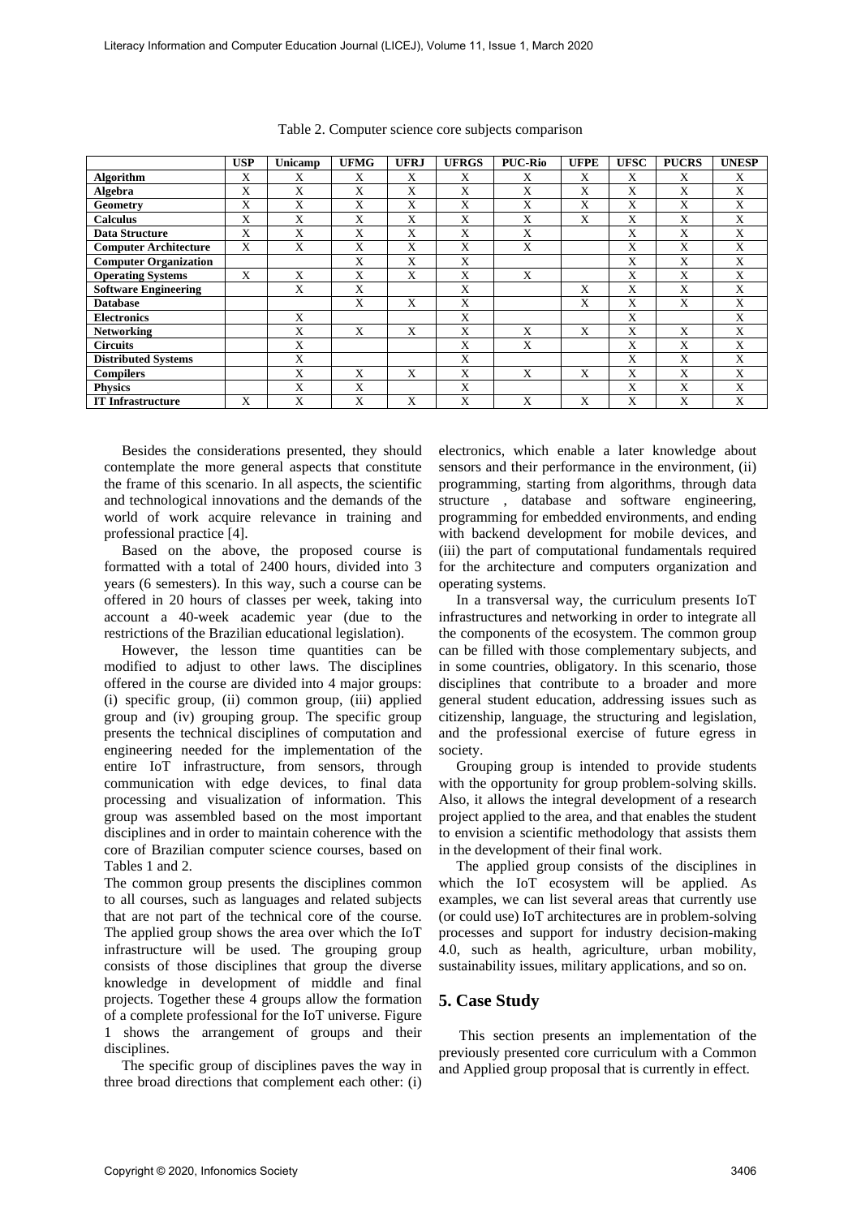Table 2. Computer science core subjects comparison

| | USP | Unicamp | UFMG | UFRJ | UFRGS | PUC-Rio | UFPE | UFSC | PUCRS | UNESP |
|---|---|---|---|---|---|---|---|---|---|---|
| **Algorithm** | X | X | X | X | X | X | X | X | X | X |
| **Algebra** | X | X | X | X | X | X | X | X | X | X |
| **Geometry** | X | X | X | X | X | X | X | X | X | X |
| **Calculus** | X | X | X | X | X | X | X | X | X | X |
| **Data Structure** | X | X | X | X | X | X | | X | X | X |
| **Computer Architecture** | X | X | X | X | X | X | | X | X | X |
| **Computer Organization** | | | X | X | X | | | X | X | X |
| **Operating Systems** | X | X | X | X | X | X | | X | X | X |
| **Software Engineering** | | X | X | | X | | X | X | X | X |
| **Database** | | | X | X | X | | X | X | X | X |
| **Electronics** | | X | | | X | | | X | | X |
| **Networking** | | X | X | X | X | X | X | X | X | X |
| **Circuits** | | X | | | X | X | | X | X | X |
| **Distributed Systems** | | X | | | X | | | X | X | X |
| **Compilers** | | X | X | X | X | X | X | X | X | X |
| **Physics** | | X | X | | X | | | X | X | X |
| **IT Infrastructure** | X | X | X | X | X | X | X | X | X | X |

Besides the considerations presented, they should contemplate the more general aspects that constitute the frame of this scenario. In all aspects, the scientific and technological innovations and the demands of the world of work acquire relevance in training and professional practice [4].

Based on the above, the proposed course is formatted with a total of 2400 hours, divided into 3 years (6 semesters). In this way, such a course can be offered in 20 hours of classes per week, taking into account a 40-week academic year (due to the restrictions of the Brazilian educational legislation).

However, the lesson time quantities can be modified to adjust to other laws. The disciplines offered in the course are divided into 4 major groups: (i) specific group, (ii) common group, (iii) applied group and (iv) grouping group. The specific group presents the technical disciplines of computation and engineering needed for the implementation of the entire IoT infrastructure, from sensors, through communication with edge devices, to final data processing and visualization of information. This group was assembled based on the most important disciplines and in order to maintain coherence with the core of Brazilian computer science courses, based on Tables 1 and 2.

The common group presents the disciplines common to all courses, such as languages and related subjects that are not part of the technical core of the course. The applied group shows the area over which the IoT infrastructure will be used. The grouping group consists of those disciplines that group the diverse knowledge in development of middle and final projects. Together these 4 groups allow the formation of a complete professional for the IoT universe. Figure 1 shows the arrangement of groups and their disciplines.

The specific group of disciplines paves the way in three broad directions that complement each other: (i) electronics, which enable a later knowledge about sensors and their performance in the environment, (ii) programming, starting from algorithms, through data structure , database and software engineering, programming for embedded environments, and ending with backend development for mobile devices, and (iii) the part of computational fundamentals required for the architecture and computers organization and operating systems.

In a transversal way, the curriculum presents IoT infrastructures and networking in order to integrate all the components of the ecosystem. The common group can be filled with those complementary subjects, and in some countries, obligatory. In this scenario, those disciplines that contribute to a broader and more general student education, addressing issues such as citizenship, language, the structuring and legislation, and the professional exercise of future egress in society.

Grouping group is intended to provide students with the opportunity for group problem-solving skills. Also, it allows the integral development of a research project applied to the area, and that enables the student to envision a scientific methodology that assists them in the development of their final work.

The applied group consists of the disciplines in which the IoT ecosystem will be applied. As examples, we can list several areas that currently use (or could use) IoT architectures are in problem-solving processes and support for industry decision-making 4.0, such as health, agriculture, urban mobility, sustainability issues, military applications, and so on.

## 5. Case Study

This section presents an implementation of the previously presented core curriculum with a Common and Applied group proposal that is currently in effect.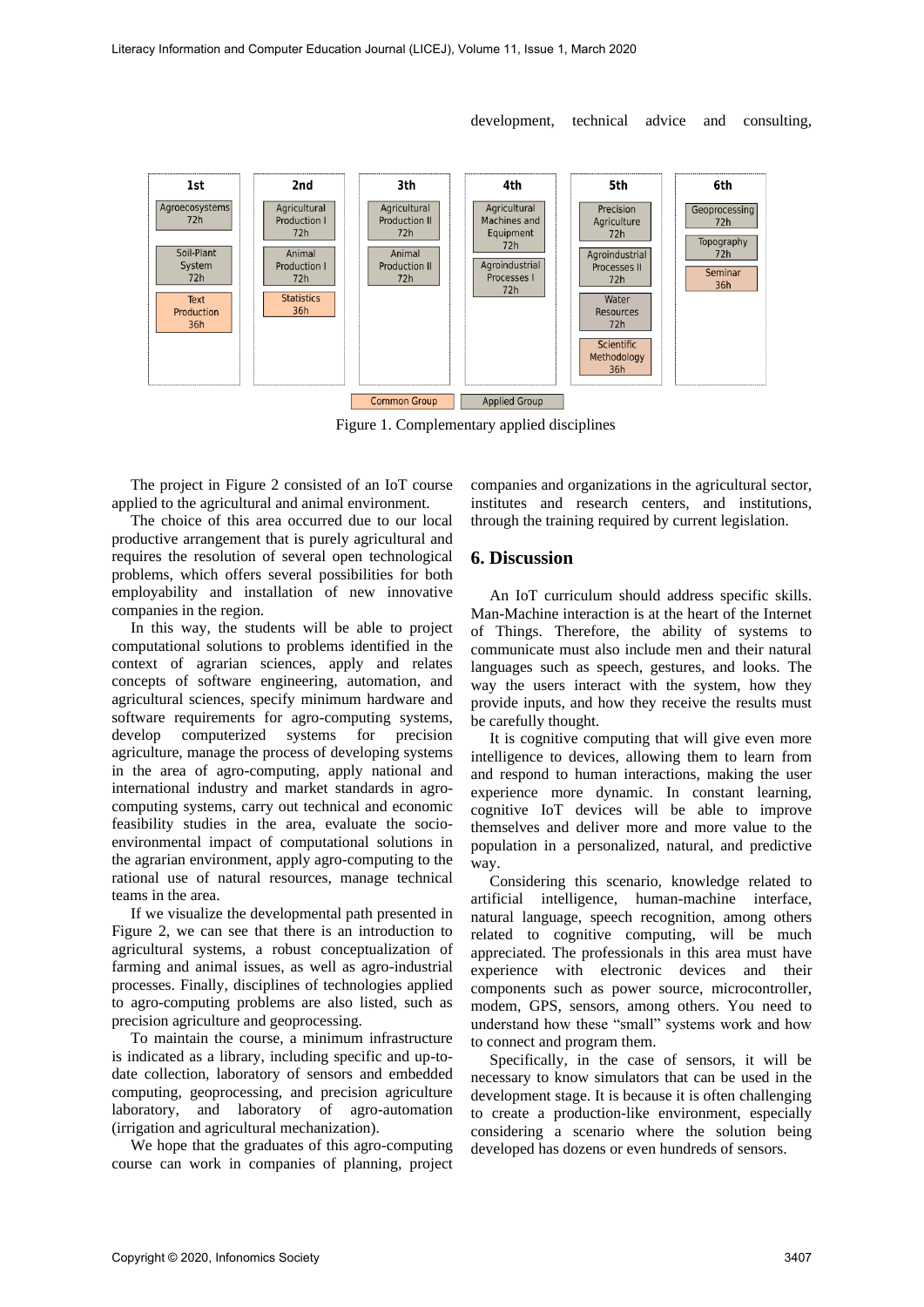development, technical advice and consulting,

| 1st | 2nd | 3th | 4th | 5th | 6th |
| --- | --- | --- | --- | --- | --- |
| Agroecosystems 72h | Agricultural Production I 72h | Agricultural Production II 72h | Agricultural Machines and Equipment 72h | Precision Agriculture 72h | Geoprocessing 72h |
| Soil-Plant System 72h | Animal Production I 72h | Animal Production II 72h | Agroindustrial Processes I 72h | Agroindustrial Processes II 72h | Topography 72h |
| Text Production 36h | Statistics 36h | | | Water Resources 72h | Seminar 36h |
| | | | | Scientific Methodology 36h | |

Common Group | Applied Group

Figure 1. Complementary applied disciplines

The project in Figure 2 consisted of an IoT course applied to the agricultural and animal environment.

The choice of this area occurred due to our local productive arrangement that is purely agricultural and requires the resolution of several open technological problems, which offers several possibilities for both employability and installation of new innovative companies in the region.

In this way, the students will be able to project computational solutions to problems identified in the context of agrarian sciences, apply and relates concepts of software engineering, automation, and agricultural sciences, specify minimum hardware and software requirements for agro-computing systems, develop computerized systems for precision agriculture, manage the process of developing systems in the area of agro-computing, apply national and international industry and market standards in agro-computing systems, carry out technical and economic feasibility studies in the area, evaluate the socio-environmental impact of computational solutions in the agrarian environment, apply agro-computing to the rational use of natural resources, manage technical teams in the area.

If we visualize the developmental path presented in Figure 2, we can see that there is an introduction to agricultural systems, a robust conceptualization of farming and animal issues, as well as agro-industrial processes. Finally, disciplines of technologies applied to agro-computing problems are also listed, such as precision agriculture and geoprocessing.

To maintain the course, a minimum infrastructure is indicated as a library, including specific and up-to-date collection, laboratory of sensors and embedded computing, geoprocessing, and precision agriculture laboratory, and laboratory of agro-automation (irrigation and agricultural mechanization).

We hope that the graduates of this agro-computing course can work in companies of planning, project companies and organizations in the agricultural sector, institutes and research centers, and institutions, through the training required by current legislation.

## 6. Discussion

An IoT curriculum should address specific skills. Man-Machine interaction is at the heart of the Internet of Things. Therefore, the ability of systems to communicate must also include men and their natural languages such as speech, gestures, and looks. The way the users interact with the system, how they provide inputs, and how they receive the results must be carefully thought.

It is cognitive computing that will give even more intelligence to devices, allowing them to learn from and respond to human interactions, making the user experience more dynamic. In constant learning, cognitive IoT devices will be able to improve themselves and deliver more and more value to the population in a personalized, natural, and predictive way.

Considering this scenario, knowledge related to artificial intelligence, human-machine interface, natural language, speech recognition, among others related to cognitive computing, will be much appreciated. The professionals in this area must have experience with electronic devices and their components such as power source, microcontroller, modem, GPS, sensors, among others. You need to understand how these "small" systems work and how to connect and program them.

Specifically, in the case of sensors, it will be necessary to know simulators that can be used in the development stage. It is because it is often challenging to create a production-like environment, especially considering a scenario where the solution being developed has dozens or even hundreds of sensors.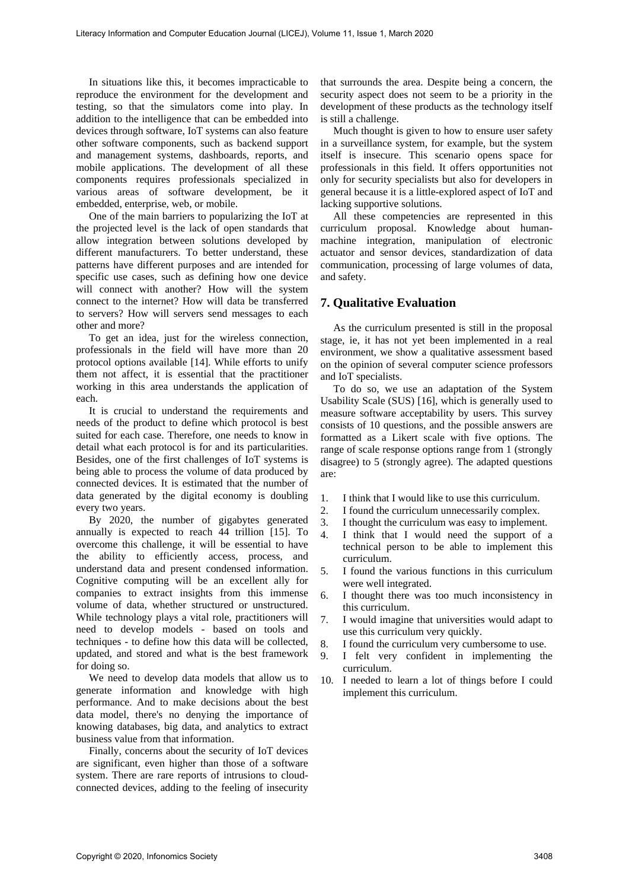In situations like this, it becomes impracticable to reproduce the environment for the development and testing, so that the simulators come into play. In addition to the intelligence that can be embedded into devices through software, IoT systems can also feature other software components, such as backend support and management systems, dashboards, reports, and mobile applications. The development of all these components requires professionals specialized in various areas of software development, be it embedded, enterprise, web, or mobile.

One of the main barriers to popularizing the IoT at the projected level is the lack of open standards that allow integration between solutions developed by different manufacturers. To better understand, these patterns have different purposes and are intended for specific use cases, such as defining how one device will connect with another? How will the system connect to the internet? How will data be transferred to servers? How will servers send messages to each other and more?

To get an idea, just for the wireless connection, professionals in the field will have more than 20 protocol options available [14]. While efforts to unify them not affect, it is essential that the practitioner working in this area understands the application of each.

It is crucial to understand the requirements and needs of the product to define which protocol is best suited for each case. Therefore, one needs to know in detail what each protocol is for and its particularities. Besides, one of the first challenges of IoT systems is being able to process the volume of data produced by connected devices. It is estimated that the number of data generated by the digital economy is doubling every two years.

By 2020, the number of gigabytes generated annually is expected to reach 44 trillion [15]. To overcome this challenge, it will be essential to have the ability to efficiently access, process, and understand data and present condensed information. Cognitive computing will be an excellent ally for companies to extract insights from this immense volume of data, whether structured or unstructured. While technology plays a vital role, practitioners will need to develop models - based on tools and techniques - to define how this data will be collected, updated, and stored and what is the best framework for doing so.

We need to develop data models that allow us to generate information and knowledge with high performance. And to make decisions about the best data model, there's no denying the importance of knowing databases, big data, and analytics to extract business value from that information.

Finally, concerns about the security of IoT devices are significant, even higher than those of a software system. There are rare reports of intrusions to cloud-connected devices, adding to the feeling of insecurity that surrounds the area. Despite being a concern, the security aspect does not seem to be a priority in the development of these products as the technology itself is still a challenge.

Much thought is given to how to ensure user safety in a surveillance system, for example, but the system itself is insecure. This scenario opens space for professionals in this field. It offers opportunities not only for security specialists but also for developers in general because it is a little-explored aspect of IoT and lacking supportive solutions.

All these competencies are represented in this curriculum proposal. Knowledge about human-machine integration, manipulation of electronic actuator and sensor devices, standardization of data communication, processing of large volumes of data, and safety.

## 7. Qualitative Evaluation

As the curriculum presented is still in the proposal stage, ie, it has not yet been implemented in a real environment, we show a qualitative assessment based on the opinion of several computer science professors and IoT specialists.

To do so, we use an adaptation of the System Usability Scale (SUS) [16], which is generally used to measure software acceptability by users. This survey consists of 10 questions, and the possible answers are formatted as a Likert scale with five options. The range of scale response options range from 1 (strongly disagree) to 5 (strongly agree). The adapted questions are:

1. I think that I would like to use this curriculum.
2. I found the curriculum unnecessarily complex.
3. I thought the curriculum was easy to implement.
4. I think that I would need the support of a technical person to be able to implement this curriculum.
5. I found the various functions in this curriculum were well integrated.
6. I thought there was too much inconsistency in this curriculum.
7. I would imagine that universities would adapt to use this curriculum very quickly.
8. I found the curriculum very cumbersome to use.
9. I felt very confident in implementing the curriculum.
10. I needed to learn a lot of things before I could implement this curriculum.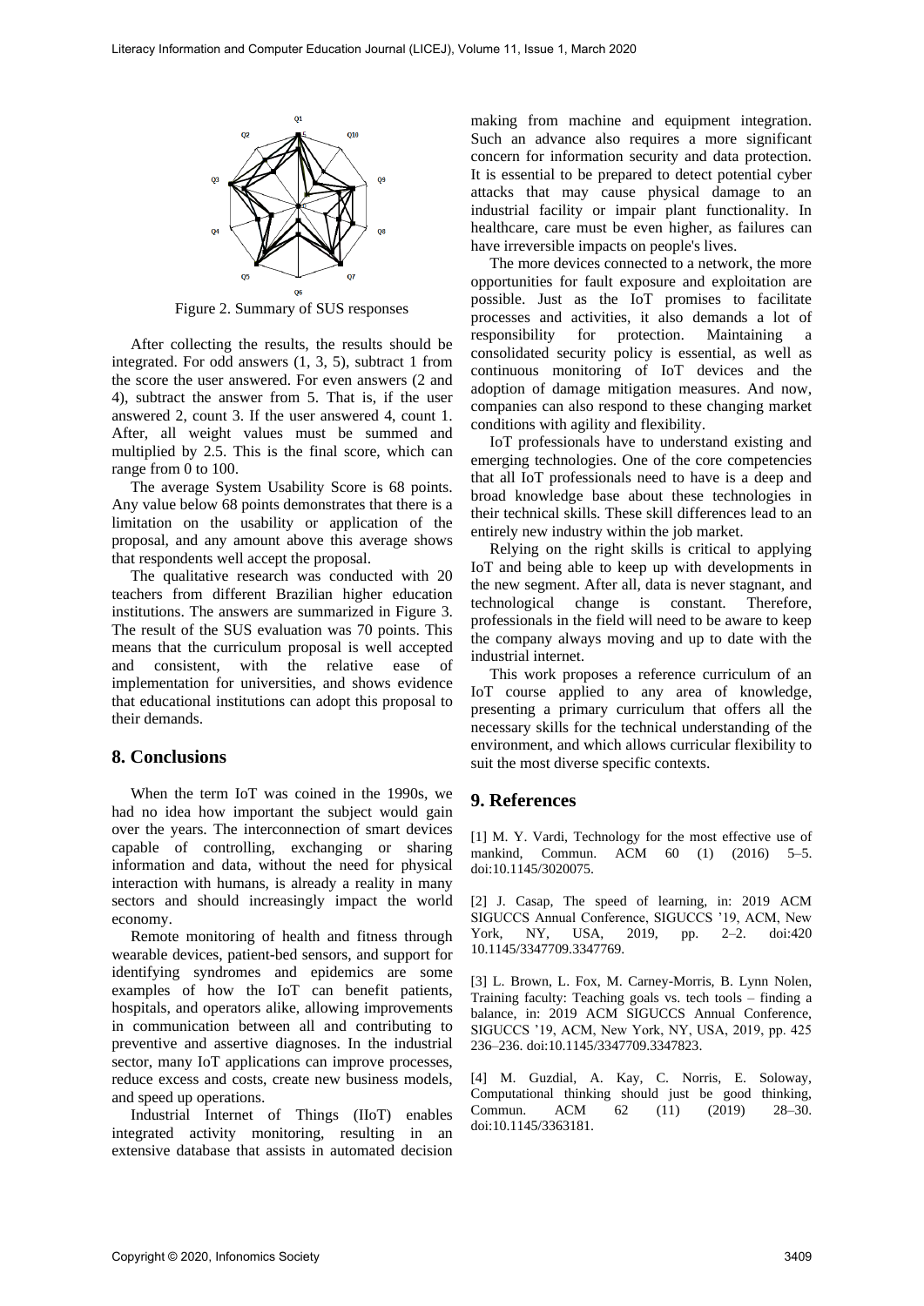Figure 2. Summary of SUS responses

After collecting the results, the results should be integrated. For odd answers (1, 3, 5), subtract 1 from the score the user answered. For even answers (2 and 4), subtract the answer from 5. That is, if the user answered 2, count 3. If the user answered 4, count 1. After, all weight values must be summed and multiplied by 2.5. This is the final score, which can range from 0 to 100.

The average System Usability Score is 68 points. Any value below 68 points demonstrates that there is a limitation on the usability or application of the proposal, and any amount above this average shows that respondents well accept the proposal.

The qualitative research was conducted with 20 teachers from different Brazilian higher education institutions. The answers are summarized in Figure 3. The result of the SUS evaluation was 70 points. This means that the curriculum proposal is well accepted and consistent, with the relative ease of implementation for universities, and shows evidence that educational institutions can adopt this proposal to their demands.

## 8. Conclusions

When the term IoT was coined in the 1990s, we had no idea how important the subject would gain over the years. The interconnection of smart devices capable of controlling, exchanging or sharing information and data, without the need for physical interaction with humans, is already a reality in many sectors and should increasingly impact the world economy.

Remote monitoring of health and fitness through wearable devices, patient-bed sensors, and support for identifying syndromes and epidemics are some examples of how the IoT can benefit patients, hospitals, and operators alike, allowing improvements in communication between all and contributing to preventive and assertive diagnoses. In the industrial sector, many IoT applications can improve processes, reduce excess and costs, create new business models, and speed up operations.

Industrial Internet of Things (IIoT) enables integrated activity monitoring, resulting in an extensive database that assists in automated decision making from machine and equipment integration. Such an advance also requires a more significant concern for information security and data protection. It is essential to be prepared to detect potential cyber attacks that may cause physical damage to an industrial facility or impair plant functionality. In healthcare, care must be even higher, as failures can have irreversible impacts on people's lives.

The more devices connected to a network, the more opportunities for fault exposure and exploitation are possible. Just as the IoT promises to facilitate processes and activities, it also demands a lot of responsibility for protection. Maintaining a consolidated security policy is essential, as well as continuous monitoring of IoT devices and the adoption of damage mitigation measures. And now, companies can also respond to these changing market conditions with agility and flexibility.

IoT professionals have to understand existing and emerging technologies. One of the core competencies that all IoT professionals need to have is a deep and broad knowledge base about these technologies in their technical skills. These skill differences lead to an entirely new industry within the job market.

Relying on the right skills is critical to applying IoT and being able to keep up with developments in the new segment. After all, data is never stagnant, and technological change is constant. Therefore, professionals in the field will need to be aware to keep the company always moving and up to date with the industrial internet.

This work proposes a reference curriculum of an IoT course applied to any area of knowledge, presenting a primary curriculum that offers all the necessary skills for the technical understanding of the environment, and which allows curricular flexibility to suit the most diverse specific contexts.

## 9. References

[1] M. Y. Vardi, Technology for the most effective use of mankind, Commun. ACM 60 (1) (2016) 5–5. doi:10.1145/3020075.

[2] J. Casap, The speed of learning, in: 2019 ACM SIGUCCS Annual Conference, SIGUCCS '19, ACM, New York, NY, USA, 2019, pp. 2–2. doi:420 10.1145/3347709.3347769.

[3] L. Brown, L. Fox, M. Carney-Morris, B. Lynn Nolen, Training faculty: Teaching goals vs. tech tools – finding a balance, in: 2019 ACM SIGUCCS Annual Conference, SIGUCCS '19, ACM, New York, NY, USA, 2019, pp. 425 236–236. doi:10.1145/3347709.3347823.

[4] M. Guzdial, A. Kay, C. Norris, E. Soloway, Computational thinking should just be good thinking, Commun. ACM 62 (11) (2019) 28–30. doi:10.1145/3363181.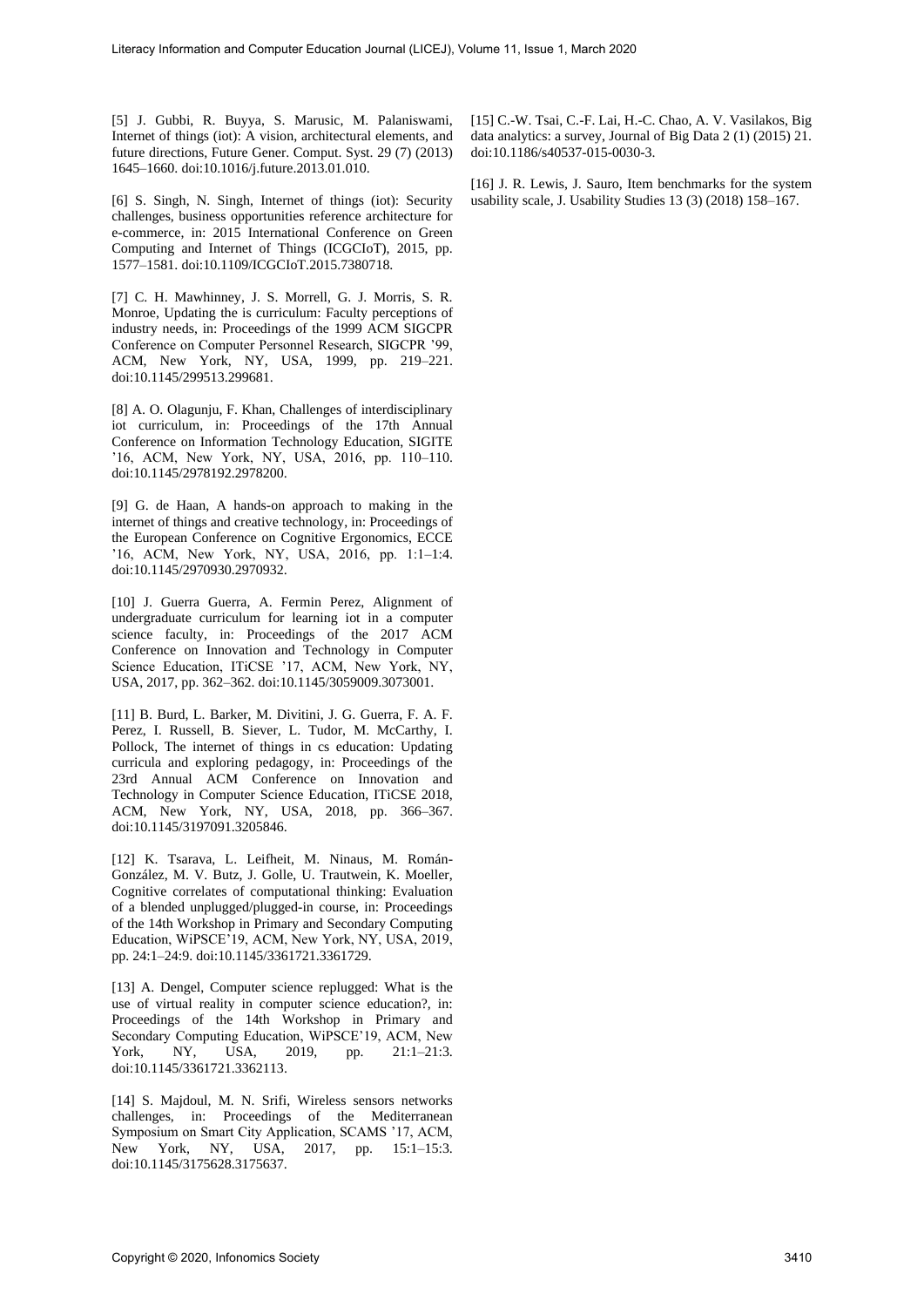[5] J. Gubbi, R. Buyya, S. Marusic, M. Palaniswami, Internet of things (iot): A vision, architectural elements, and future directions, Future Gener. Comput. Syst. 29 (7) (2013) 1645–1660. doi:10.1016/j.future.2013.01.010.

[6] S. Singh, N. Singh, Internet of things (iot): Security challenges, business opportunities reference architecture for e-commerce, in: 2015 International Conference on Green Computing and Internet of Things (ICGCIoT), 2015, pp. 1577–1581. doi:10.1109/ICGCIoT.2015.7380718.

[7] C. H. Mawhinney, J. S. Morrell, G. J. Morris, S. R. Monroe, Updating the is curriculum: Faculty perceptions of industry needs, in: Proceedings of the 1999 ACM SIGCPR Conference on Computer Personnel Research, SIGCPR '99, ACM, New York, NY, USA, 1999, pp. 219–221. doi:10.1145/299513.299681.

[8] A. O. Olagunju, F. Khan, Challenges of interdisciplinary iot curriculum, in: Proceedings of the 17th Annual Conference on Information Technology Education, SIGITE '16, ACM, New York, NY, USA, 2016, pp. 110–110. doi:10.1145/2978192.2978200.

[9] G. de Haan, A hands-on approach to making in the internet of things and creative technology, in: Proceedings of the European Conference on Cognitive Ergonomics, ECCE '16, ACM, New York, NY, USA, 2016, pp. 1:1–1:4. doi:10.1145/2970930.2970932.

[10] J. Guerra Guerra, A. Fermin Perez, Alignment of undergraduate curriculum for learning iot in a computer science faculty, in: Proceedings of the 2017 ACM Conference on Innovation and Technology in Computer Science Education, ITiCSE '17, ACM, New York, NY, USA, 2017, pp. 362–362. doi:10.1145/3059009.3073001.

[11] B. Burd, L. Barker, M. Divitini, J. G. Guerra, F. A. F. Perez, I. Russell, B. Siever, L. Tudor, M. McCarthy, I. Pollock, The internet of things in cs education: Updating curricula and exploring pedagogy, in: Proceedings of the 23rd Annual ACM Conference on Innovation and Technology in Computer Science Education, ITiCSE 2018, ACM, New York, NY, USA, 2018, pp. 366–367. doi:10.1145/3197091.3205846.

[12] K. Tsarava, L. Leifheit, M. Ninaus, M. Román-González, M. V. Butz, J. Golle, U. Trautwein, K. Moeller, Cognitive correlates of computational thinking: Evaluation of a blended unplugged/plugged-in course, in: Proceedings of the 14th Workshop in Primary and Secondary Computing Education, WiPSCE'19, ACM, New York, NY, USA, 2019, pp. 24:1–24:9. doi:10.1145/3361721.3361729.

[13] A. Dengel, Computer science replugged: What is the use of virtual reality in computer science education?, in: Proceedings of the 14th Workshop in Primary and Secondary Computing Education, WiPSCE'19, ACM, New York, NY, USA, 2019, pp. 21:1–21:3. doi:10.1145/3361721.3362113.

[14] S. Majdoul, M. N. Srifi, Wireless sensors networks challenges, in: Proceedings of the Mediterranean Symposium on Smart City Application, SCAMS '17, ACM, New York, NY, USA, 2017, pp. 15:1–15:3. doi:10.1145/3175628.3175637.

[15] C.-W. Tsai, C.-F. Lai, H.-C. Chao, A. V. Vasilakos, Big data analytics: a survey, Journal of Big Data 2 (1) (2015) 21. doi:10.1186/s40537-015-0030-3.

[16] J. R. Lewis, J. Sauro, Item benchmarks for the system usability scale, J. Usability Studies 13 (3) (2018) 158–167.